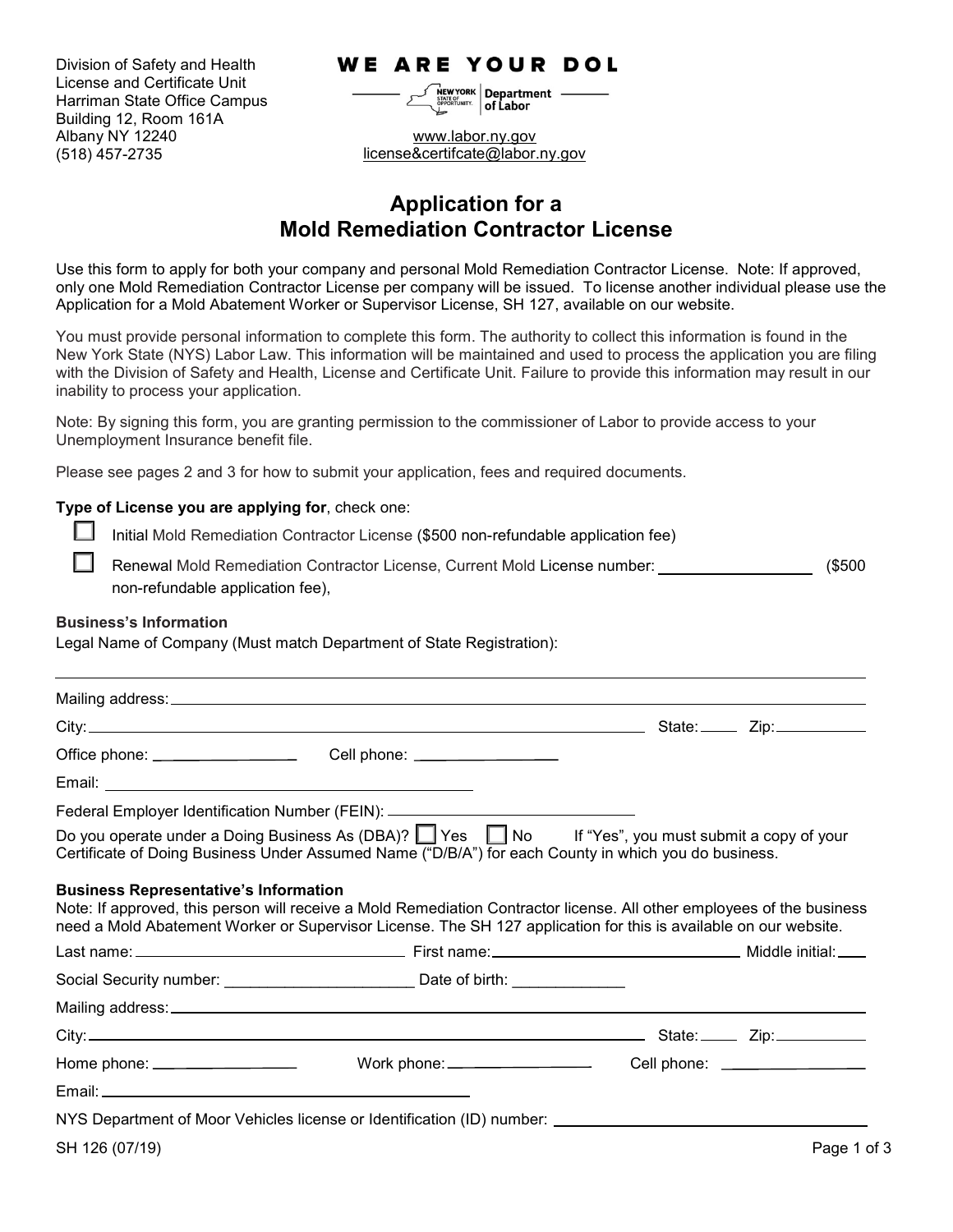Division of Safety and Health
License and Certificate Unit
Harriman State Office Campus
Building 12, Room 161A
Albany NY 12240
(518) 457-2735

**WE ARE YOUR DOL**

NEW YORK STATE OF OPPORTUNITY | Department of Labor

www.labor.ny.gov
license&certifcate@labor.ny.gov

# Application for a Mold Remediation Contractor License

Use this form to apply for both your company and personal Mold Remediation Contractor License. Note: If approved, only one Mold Remediation Contractor License per company will be issued. To license another individual please use the Application for a Mold Abatement Worker or Supervisor License, SH 127, available on our website.

You must provide personal information to complete this form. The authority to collect this information is found in the New York State (NYS) Labor Law. This information will be maintained and used to process the application you are filing with the Division of Safety and Health, License and Certificate Unit. Failure to provide this information may result in our inability to process your application.

Note: By signing this form, you are granting permission to the commissioner of Labor to provide access to your Unemployment Insurance benefit file.

Please see pages 2 and 3 for how to submit your application, fees and required documents.

**Type of License you are applying for**, check one:

☐ Initial Mold Remediation Contractor License ($500 non-refundable application fee)

☐ Renewal Mold Remediation Contractor License, Current Mold License number: __________________ ($500 non-refundable application fee),

**Business's Information**

Legal Name of Company (Must match Department of State Registration):

______________________________________________________________________

Mailing address: ______________________________________________________________

City: ______________________________________________ State: _____ Zip: __________

Office phone: __________________ Cell phone: __________________

Email: ____________________________________________

Federal Employer Identification Number (FEIN): ______________________________

Do you operate under a Doing Business As (DBA)? ☐ Yes ☐ No If "Yes", you must submit a copy of your Certificate of Doing Business Under Assumed Name ("D/B/A") for each County in which you do business.

**Business Representative's Information**

Note: If approved, this person will receive a Mold Remediation Contractor license. All other employees of the business need a Mold Abatement Worker or Supervisor License. The SH 127 application for this is available on our website.

Last name: ______________________________ First name: ______________________________ Middle initial: ____

Social Security number: ______________________ Date of birth: _____________

Mailing address: ______________________________________________________________

City: ______________________________________________ State: _____ Zip: __________

Home phone: __________________ Work phone: __________________ Cell phone: __________________

Email: ____________________________________________

NYS Department of Moor Vehicles license or Identification (ID) number: ______________________________

SH 126 (07/19)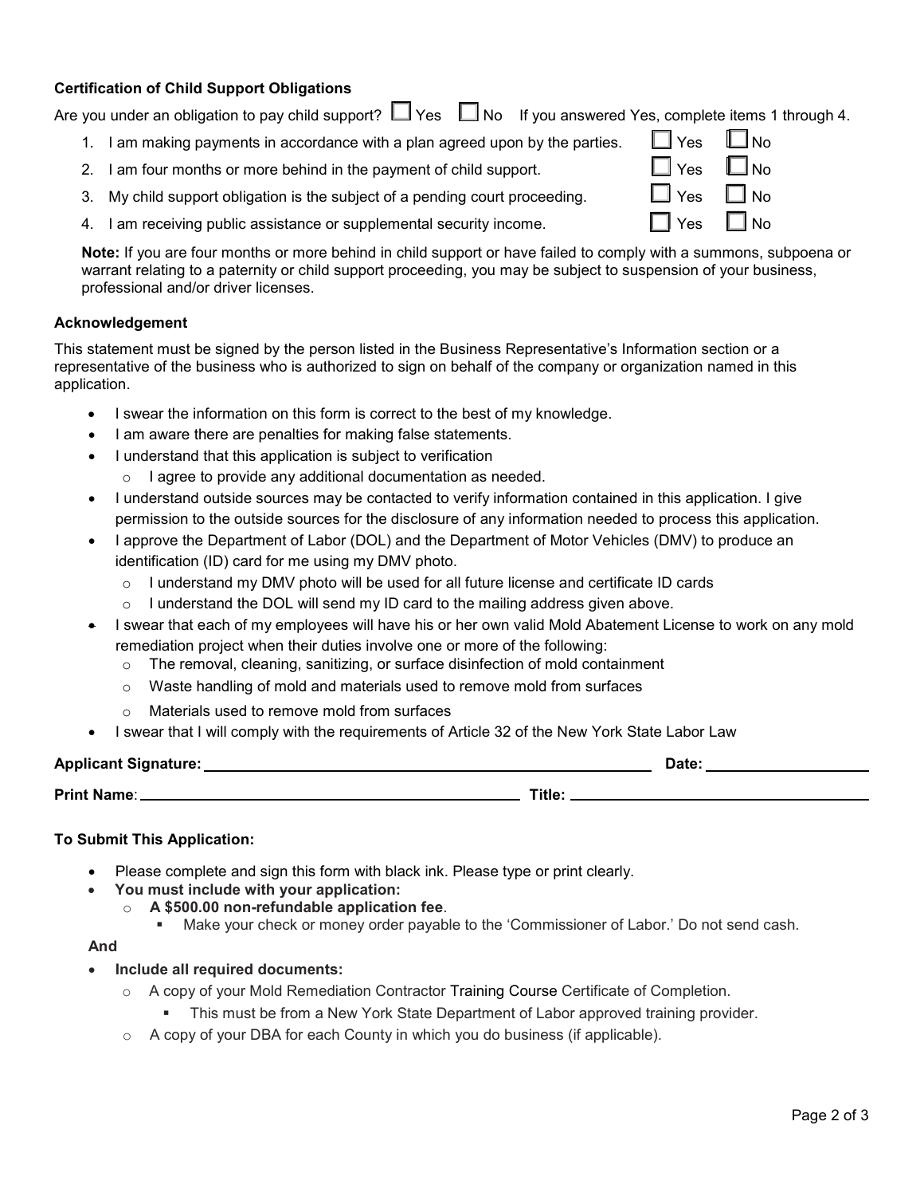### Certification of Child Support Obligations

Are you under an obligation to pay child support? ☐ Yes ☐ No If you answered Yes, complete items 1 through 4.

1. I am making payments in accordance with a plan agreed upon by the parties. ☐ Yes ☐ No
2. I am four months or more behind in the payment of child support. ☐ Yes ☐ No
3. My child support obligation is the subject of a pending court proceeding. ☐ Yes ☐ No
4. I am receiving public assistance or supplemental security income. ☐ Yes ☐ No

**Note:** If you are four months or more behind in child support or have failed to comply with a summons, subpoena or warrant relating to a paternity or child support proceeding, you may be subject to suspension of your business, professional and/or driver licenses.

### Acknowledgement

This statement must be signed by the person listed in the Business Representative's Information section or a representative of the business who is authorized to sign on behalf of the company or organization named in this application.

- I swear the information on this form is correct to the best of my knowledge.
- I am aware there are penalties for making false statements.
- I understand that this application is subject to verification
  - I agree to provide any additional documentation as needed.
- I understand outside sources may be contacted to verify information contained in this application. I give permission to the outside sources for the disclosure of any information needed to process this application.
- I approve the Department of Labor (DOL) and the Department of Motor Vehicles (DMV) to produce an identification (ID) card for me using my DMV photo.
  - I understand my DMV photo will be used for all future license and certificate ID cards
  - I understand the DOL will send my ID card to the mailing address given above.
- I swear that each of my employees will have his or her own valid Mold Abatement License to work on any mold remediation project when their duties involve one or more of the following:
  - The removal, cleaning, sanitizing, or surface disinfection of mold containment
  - Waste handling of mold and materials used to remove mold from surfaces
  - Materials used to remove mold from surfaces
- I swear that I will comply with the requirements of Article 32 of the New York State Labor Law

**Applicant Signature:** ______________________________ **Date:** ______________

**Print Name**: ______________________________ **Title:** ______________________________

### To Submit This Application:

- Please complete and sign this form with black ink. Please type or print clearly.
- **You must include with your application:**
  - **A $500.00 non-refundable application fee**.
    - Make your check or money order payable to the 'Commissioner of Labor.' Do not send cash.

**And**

- **Include all required documents:**
  - A copy of your Mold Remediation Contractor Training Course Certificate of Completion.
    - This must be from a New York State Department of Labor approved training provider.
  - A copy of your DBA for each County in which you do business (if applicable).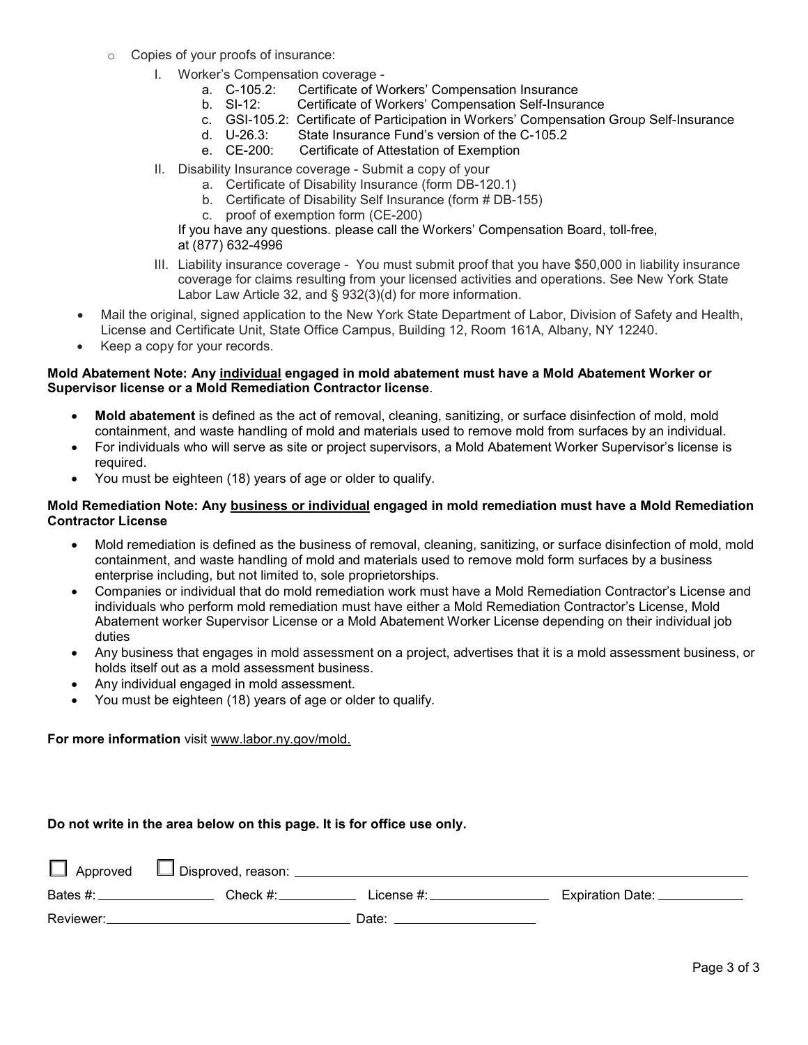- Copies of your proofs of insurance:
  - I. Worker's Compensation coverage -
    - a. C-105.2: Certificate of Workers' Compensation Insurance
    - b. SI-12: Certificate of Workers' Compensation Self-Insurance
    - c. GSI-105.2: Certificate of Participation in Workers' Compensation Group Self-Insurance
    - d. U-26.3: State Insurance Fund's version of the C-105.2
    - e. CE-200: Certificate of Attestation of Exemption
  - II. Disability Insurance coverage - Submit a copy of your
    - a. Certificate of Disability Insurance (form DB-120.1)
    - b. Certificate of Disability Self Insurance (form # DB-155)
    - c. proof of exemption form (CE-200)

    If you have any questions. please call the Workers' Compensation Board, toll-free, at (877) 632-4996
  - III. Liability insurance coverage - You must submit proof that you have $50,000 in liability insurance coverage for claims resulting from your licensed activities and operations. See New York State Labor Law Article 32, and § 932(3)(d) for more information.

- Mail the original, signed application to the New York State Department of Labor, Division of Safety and Health, License and Certificate Unit, State Office Campus, Building 12, Room 161A, Albany, NY 12240.
- Keep a copy for your records.

**Mold Abatement Note: Any individual engaged in mold abatement must have a Mold Abatement Worker or Supervisor license or a Mold Remediation Contractor license**.

- **Mold abatement** is defined as the act of removal, cleaning, sanitizing, or surface disinfection of mold, mold containment, and waste handling of mold and materials used to remove mold from surfaces by an individual.
- For individuals who will serve as site or project supervisors, a Mold Abatement Worker Supervisor's license is required.
- You must be eighteen (18) years of age or older to qualify.

**Mold Remediation Note: Any business or individual engaged in mold remediation must have a Mold Remediation Contractor License**

- Mold remediation is defined as the business of removal, cleaning, sanitizing, or surface disinfection of mold, mold containment, and waste handling of mold and materials used to remove mold form surfaces by a business enterprise including, but not limited to, sole proprietorships.
- Companies or individual that do mold remediation work must have a Mold Remediation Contractor's License and individuals who perform mold remediation must have either a Mold Remediation Contractor's License, Mold Abatement worker Supervisor License or a Mold Abatement Worker License depending on their individual job duties
- Any business that engages in mold assessment on a project, advertises that it is a mold assessment business, or holds itself out as a mold assessment business.
- Any individual engaged in mold assessment.
- You must be eighteen (18) years of age or older to qualify.

**For more information** visit www.labor.ny.gov/mold.

**Do not write in the area below on this page. It is for office use only.**

☐ Approved ☐ Disproved, reason: ____________________

Bates #: ____________ Check #: ____________ License #: ____________ Expiration Date: ____________

Reviewer: ____________________ Date: ____________